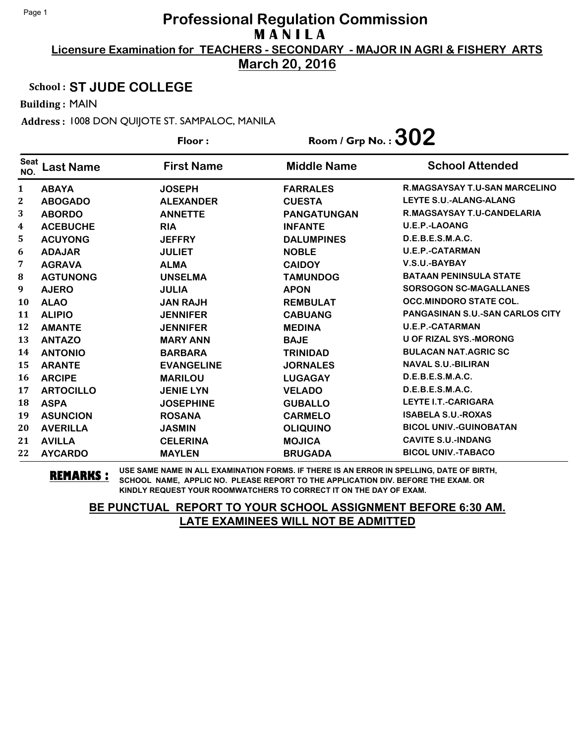# Professional Regulation Commission
## M A N I L A

**Licensure Examination for TEACHERS - SECONDARY - MAJOR IN AGRI & FISHERY ARTS**

**March 20, 2016**

**School :** ST JUDE COLLEGE

**Building :** MAIN

**Address :** 1008 DON QUIJOTE ST. SAMPALOC, MANILA

**Floor :**

**Room / Grp No. :** 302

| Seat NO. | Last Name | First Name | Middle Name | School Attended |
|---|---|---|---|---|
| 1 | ABAYA | JOSEPH | FARRALES | R.MAGSAYSAY T.U-SAN MARCELINO |
| 2 | ABOGADO | ALEXANDER | CUESTA | LEYTE S.U.-ALANG-ALANG |
| 3 | ABORDO | ANNETTE | PANGATUNGAN | R.MAGSAYSAY T.U-CANDELARIA |
| 4 | ACEBUCHE | RIA | INFANTE | U.E.P.-LAOANG |
| 5 | ACUYONG | JEFFRY | DALUMPINES | D.E.B.E.S.M.A.C. |
| 6 | ADAJAR | JULIET | NOBLE | U.E.P.-CATARMAN |
| 7 | AGRAVA | ALMA | CAIDOY | V.S.U.-BAYBAY |
| 8 | AGTUNONG | UNSELMA | TAMUNDOG | BATAAN PENINSULA STATE |
| 9 | AJERO | JULIA | APON | SORSOGON SC-MAGALLANES |
| 10 | ALAO | JAN RAJH | REMBULAT | OCC.MINDORO STATE COL. |
| 11 | ALIPIO | JENNIFER | CABUANG | PANGASINAN S.U.-SAN CARLOS CITY |
| 12 | AMANTE | JENNIFER | MEDINA | U.E.P.-CATARMAN |
| 13 | ANTAZO | MARY ANN | BAJE | U OF RIZAL SYS.-MORONG |
| 14 | ANTONIO | BARBARA | TRINIDAD | BULACAN NAT.AGRIC SC |
| 15 | ARANTE | EVANGELINE | JORNALES | NAVAL S.U.-BILIRAN |
| 16 | ARCIPE | MARILOU | LUGAGAY | D.E.B.E.S.M.A.C. |
| 17 | ARTOCILLO | JENIE LYN | VELADO | D.E.B.E.S.M.A.C. |
| 18 | ASPA | JOSEPHINE | GUBALLO | LEYTE I.T.-CARIGARA |
| 19 | ASUNCION | ROSANA | CARMELO | ISABELA S.U.-ROXAS |
| 20 | AVERILLA | JASMIN | OLIQUINO | BICOL UNIV.-GUINOBATAN |
| 21 | AVILLA | CELERINA | MOJICA | CAVITE S.U.-INDANG |
| 22 | AYCARDO | MAYLEN | BRUGADA | BICOL UNIV.-TABACO |

**REMARKS :** USE SAME NAME IN ALL EXAMINATION FORMS. IF THERE IS AN ERROR IN SPELLING, DATE OF BIRTH, SCHOOL NAME, APPLIC NO. PLEASE REPORT TO THE APPLICATION DIV. BEFORE THE EXAM. OR KINDLY REQUEST YOUR ROOMWATCHERS TO CORRECT IT ON THE DAY OF EXAM.

**BE PUNCTUAL REPORT TO YOUR SCHOOL ASSIGNMENT BEFORE 6:30 AM.**
**LATE EXAMINEES WILL NOT BE ADMITTED**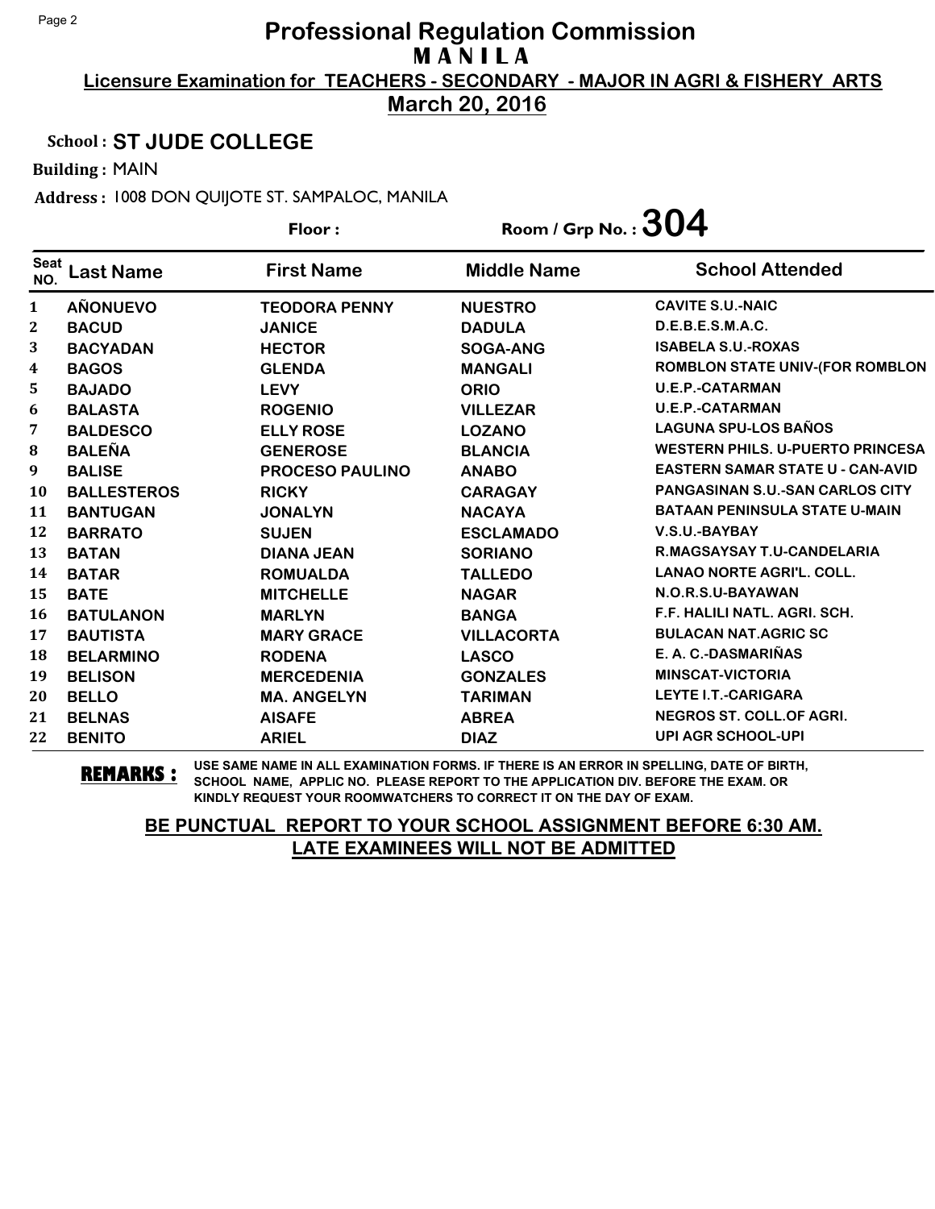# Professional Regulation Commission
## M A N I L A
### Licensure Examination for TEACHERS - SECONDARY - MAJOR IN AGRI & FISHERY ARTS
### March 20, 2016

**School :** ST JUDE COLLEGE

**Building :** MAIN

**Address :** 1008 DON QUIJOTE ST. SAMPALOC, MANILA

**Floor :**

**Room / Grp No. :** 304

| Seat NO. | Last Name | First Name | Middle Name | School Attended |
|---|---|---|---|---|
| 1 | AÑONUEVO | TEODORA PENNY | NUESTRO | CAVITE S.U.-NAIC |
| 2 | BACUD | JANICE | DADULA | D.E.B.E.S.M.A.C. |
| 3 | BACYADAN | HECTOR | SOGA-ANG | ISABELA S.U.-ROXAS |
| 4 | BAGOS | GLENDA | MANGALI | ROMBLON STATE UNIV-(FOR ROMBLON |
| 5 | BAJADO | LEVY | ORIO | U.E.P.-CATARMAN |
| 6 | BALASTA | ROGENIO | VILLEZAR | U.E.P.-CATARMAN |
| 7 | BALDESCO | ELLY ROSE | LOZANO | LAGUNA SPU-LOS BAÑOS |
| 8 | BALEÑA | GENEROSE | BLANCIA | WESTERN PHILS. U-PUERTO PRINCESA |
| 9 | BALISE | PROCESO PAULINO | ANABO | EASTERN SAMAR STATE U - CAN-AVID |
| 10 | BALLESTEROS | RICKY | CARAGAY | PANGASINAN S.U.-SAN CARLOS CITY |
| 11 | BANTUGAN | JONALYN | NACAYA | BATAAN PENINSULA STATE U-MAIN |
| 12 | BARRATO | SUJEN | ESCLAMADO | V.S.U.-BAYBAY |
| 13 | BATAN | DIANA JEAN | SORIANO | R.MAGSAYSAY T.U-CANDELARIA |
| 14 | BATAR | ROMUALDA | TALLEDO | LANAO NORTE AGRI'L. COLL. |
| 15 | BATE | MITCHELLE | NAGAR | N.O.R.S.U-BAYAWAN |
| 16 | BATULANON | MARLYN | BANGA | F.F. HALILI NATL. AGRI. SCH. |
| 17 | BAUTISTA | MARY GRACE | VILLACORTA | BULACAN NAT.AGRIC SC |
| 18 | BELARMINO | RODENA | LASCO | E. A. C.-DASMARIÑAS |
| 19 | BELISON | MERCEDENIA | GONZALES | MINSCAT-VICTORIA |
| 20 | BELLO | MA. ANGELYN | TARIMAN | LEYTE I.T.-CARIGARA |
| 21 | BELNAS | AISAFE | ABREA | NEGROS ST. COLL.OF AGRI. |
| 22 | BENITO | ARIEL | DIAZ | UPI AGR SCHOOL-UPI |

**REMARKS :** USE SAME NAME IN ALL EXAMINATION FORMS. IF THERE IS AN ERROR IN SPELLING, DATE OF BIRTH, SCHOOL NAME, APPLIC NO. PLEASE REPORT TO THE APPLICATION DIV. BEFORE THE EXAM. OR KINDLY REQUEST YOUR ROOMWATCHERS TO CORRECT IT ON THE DAY OF EXAM.

**BE PUNCTUAL REPORT TO YOUR SCHOOL ASSIGNMENT BEFORE 6:30 AM.**
**LATE EXAMINEES WILL NOT BE ADMITTED**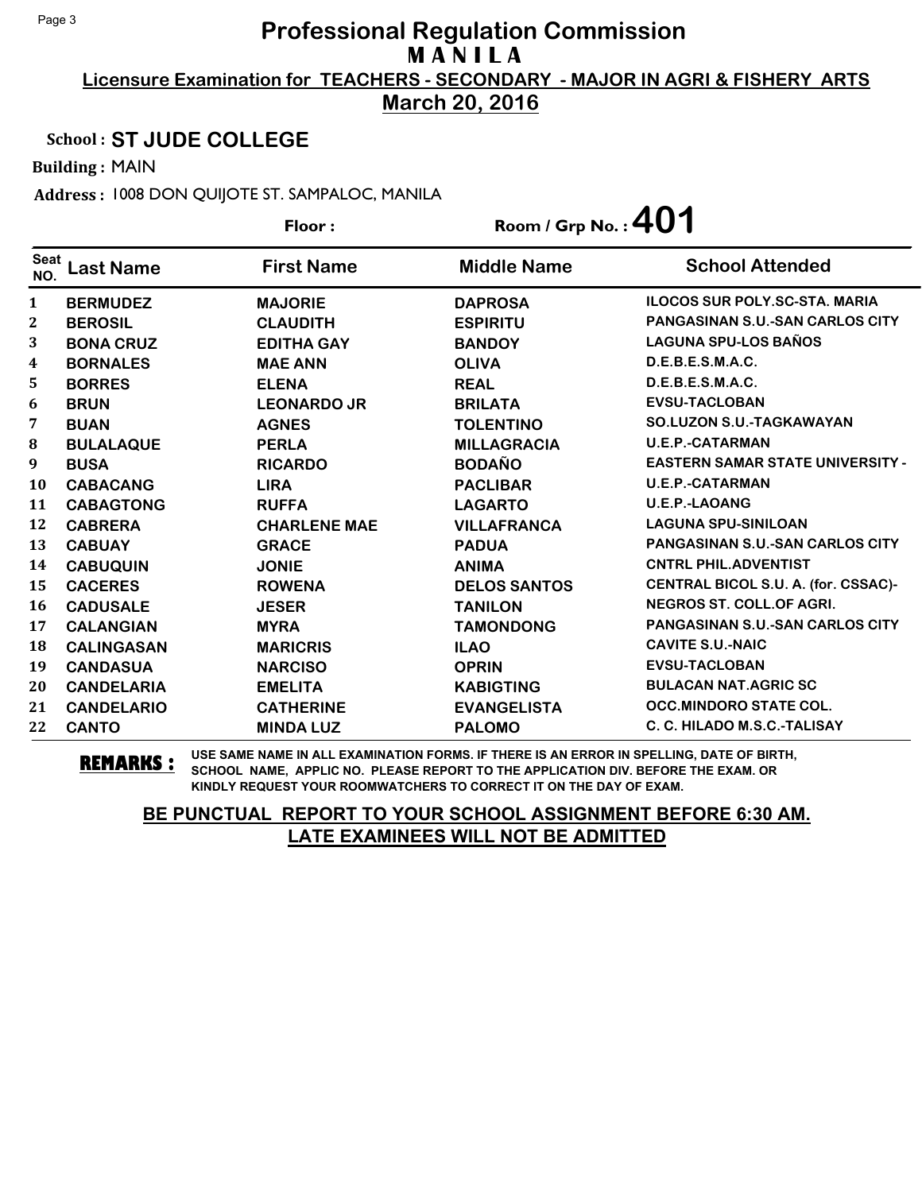# Professional Regulation Commission

## M A N I L A

**Licensure Examination for TEACHERS - SECONDARY - MAJOR IN AGRI & FISHERY ARTS**

**March 20, 2016**

**School : ST JUDE COLLEGE**

**Building :** MAIN

**Address :** 1008 DON QUIJOTE ST. SAMPALOC, MANILA

**Floor :** 

**Room / Grp No. : 401**

| Seat NO. | Last Name | First Name | Middle Name | School Attended |
|---|---|---|---|---|
| 1 | BERMUDEZ | MAJORIE | DAPROSA | ILOCOS SUR POLY.SC-STA. MARIA |
| 2 | BEROSIL | CLAUDITH | ESPIRITU | PANGASINAN S.U.-SAN CARLOS CITY |
| 3 | BONA CRUZ | EDITHA GAY | BANDOY | LAGUNA SPU-LOS BAÑOS |
| 4 | BORNALES | MAE ANN | OLIVA | D.E.B.E.S.M.A.C. |
| 5 | BORRES | ELENA | REAL | D.E.B.E.S.M.A.C. |
| 6 | BRUN | LEONARDO JR | BRILATA | EVSU-TACLOBAN |
| 7 | BUAN | AGNES | TOLENTINO | SO.LUZON S.U.-TAGKAWAYAN |
| 8 | BULALAQUE | PERLA | MILLAGRACIA | U.E.P.-CATARMAN |
| 9 | BUSA | RICARDO | BODAÑO | EASTERN SAMAR STATE UNIVERSITY - |
| 10 | CABACANG | LIRA | PACLIBAR | U.E.P.-CATARMAN |
| 11 | CABAGTONG | RUFFA | LAGARTO | U.E.P.-LAOANG |
| 12 | CABRERA | CHARLENE MAE | VILLAFRANCA | LAGUNA SPU-SINILOAN |
| 13 | CABUAY | GRACE | PADUA | PANGASINAN S.U.-SAN CARLOS CITY |
| 14 | CABUQUIN | JONIE | ANIMA | CNTRL PHIL.ADVENTIST |
| 15 | CACERES | ROWENA | DELOS SANTOS | CENTRAL BICOL S.U. A. (for. CSSAC)- |
| 16 | CADUSALE | JESER | TANILON | NEGROS ST. COLL.OF AGRI. |
| 17 | CALANGIAN | MYRA | TAMONDONG | PANGASINAN S.U.-SAN CARLOS CITY |
| 18 | CALINGASAN | MARICRIS | ILAO | CAVITE S.U.-NAIC |
| 19 | CANDASUA | NARCISO | OPRIN | EVSU-TACLOBAN |
| 20 | CANDELARIA | EMELITA | KABIGTING | BULACAN NAT.AGRIC SC |
| 21 | CANDELARIO | CATHERINE | EVANGELISTA | OCC.MINDORO STATE COL. |
| 22 | CANTO | MINDA LUZ | PALOMO | C. C. HILADO M.S.C.-TALISAY |

**REMARKS :** USE SAME NAME IN ALL EXAMINATION FORMS. IF THERE IS AN ERROR IN SPELLING, DATE OF BIRTH, SCHOOL NAME, APPLIC NO. PLEASE REPORT TO THE APPLICATION DIV. BEFORE THE EXAM. OR KINDLY REQUEST YOUR ROOMWATCHERS TO CORRECT IT ON THE DAY OF EXAM.

**BE PUNCTUAL REPORT TO YOUR SCHOOL ASSIGNMENT BEFORE 6:30 AM.**
**LATE EXAMINEES WILL NOT BE ADMITTED**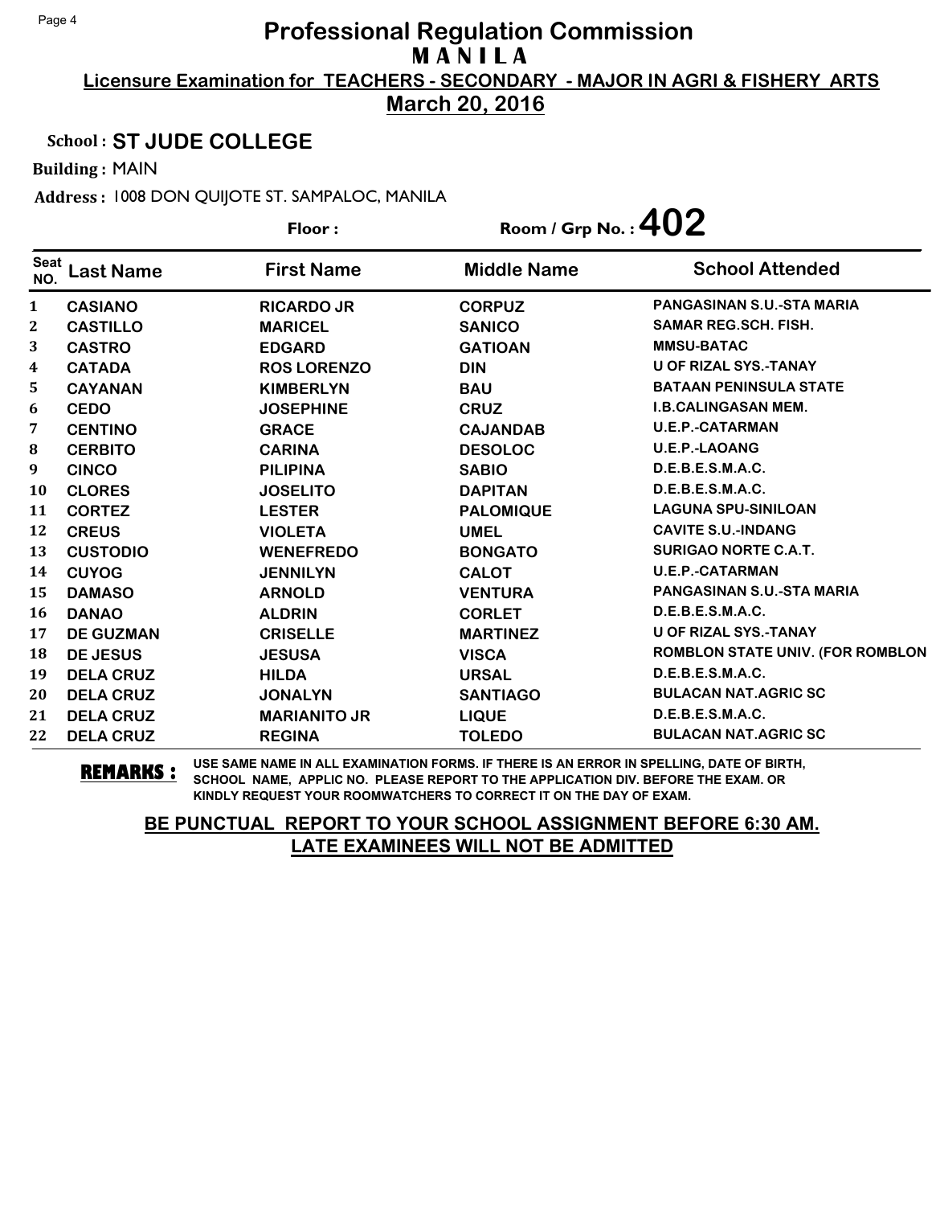# Professional Regulation Commission

## M A N I L A

**Licensure Examination for TEACHERS - SECONDARY - MAJOR IN AGRI & FISHERY ARTS**

**March 20, 2016**

**School :** ST JUDE COLLEGE

**Building :** MAIN

**Address :** 1008 DON QUIJOTE ST. SAMPALOC, MANILA

**Floor :**

**Room / Grp No. :** 402

| Seat NO. | Last Name | First Name | Middle Name | School Attended |
|---|---|---|---|---|
| 1 | CASIANO | RICARDO JR | CORPUZ | PANGASINAN S.U.-STA MARIA |
| 2 | CASTILLO | MARICEL | SANICO | SAMAR REG.SCH. FISH. |
| 3 | CASTRO | EDGARD | GATIOAN | MMSU-BATAC |
| 4 | CATADA | ROS LORENZO | DIN | U OF RIZAL SYS.-TANAY |
| 5 | CAYANAN | KIMBERLYN | BAU | BATAAN PENINSULA STATE |
| 6 | CEDO | JOSEPHINE | CRUZ | I.B.CALINGASAN MEM. |
| 7 | CENTINO | GRACE | CAJANDAB | U.E.P.-CATARMAN |
| 8 | CERBITO | CARINA | DESOLOC | U.E.P.-LAOANG |
| 9 | CINCO | PILIPINA | SABIO | D.E.B.E.S.M.A.C. |
| 10 | CLORES | JOSELITO | DAPITAN | D.E.B.E.S.M.A.C. |
| 11 | CORTEZ | LESTER | PALOMIQUE | LAGUNA SPU-SINILOAN |
| 12 | CREUS | VIOLETA | UMEL | CAVITE S.U.-INDANG |
| 13 | CUSTODIO | WENEFREDO | BONGATO | SURIGAO NORTE C.A.T. |
| 14 | CUYOG | JENNILYN | CALOT | U.E.P.-CATARMAN |
| 15 | DAMASO | ARNOLD | VENTURA | PANGASINAN S.U.-STA MARIA |
| 16 | DANAO | ALDRIN | CORLET | D.E.B.E.S.M.A.C. |
| 17 | DE GUZMAN | CRISELLE | MARTINEZ | U OF RIZAL SYS.-TANAY |
| 18 | DE JESUS | JESUSA | VISCA | ROMBLON STATE UNIV. (FOR ROMBLON |
| 19 | DELA CRUZ | HILDA | URSAL | D.E.B.E.S.M.A.C. |
| 20 | DELA CRUZ | JONALYN | SANTIAGO | BULACAN NAT.AGRIC SC |
| 21 | DELA CRUZ | MARIANITO JR | LIQUE | D.E.B.E.S.M.A.C. |
| 22 | DELA CRUZ | REGINA | TOLEDO | BULACAN NAT.AGRIC SC |

**REMARKS :** USE SAME NAME IN ALL EXAMINATION FORMS. IF THERE IS AN ERROR IN SPELLING, DATE OF BIRTH, SCHOOL NAME, APPLIC NO. PLEASE REPORT TO THE APPLICATION DIV. BEFORE THE EXAM. OR KINDLY REQUEST YOUR ROOMWATCHERS TO CORRECT IT ON THE DAY OF EXAM.

**BE PUNCTUAL REPORT TO YOUR SCHOOL ASSIGNMENT BEFORE 6:30 AM.**
**LATE EXAMINEES WILL NOT BE ADMITTED**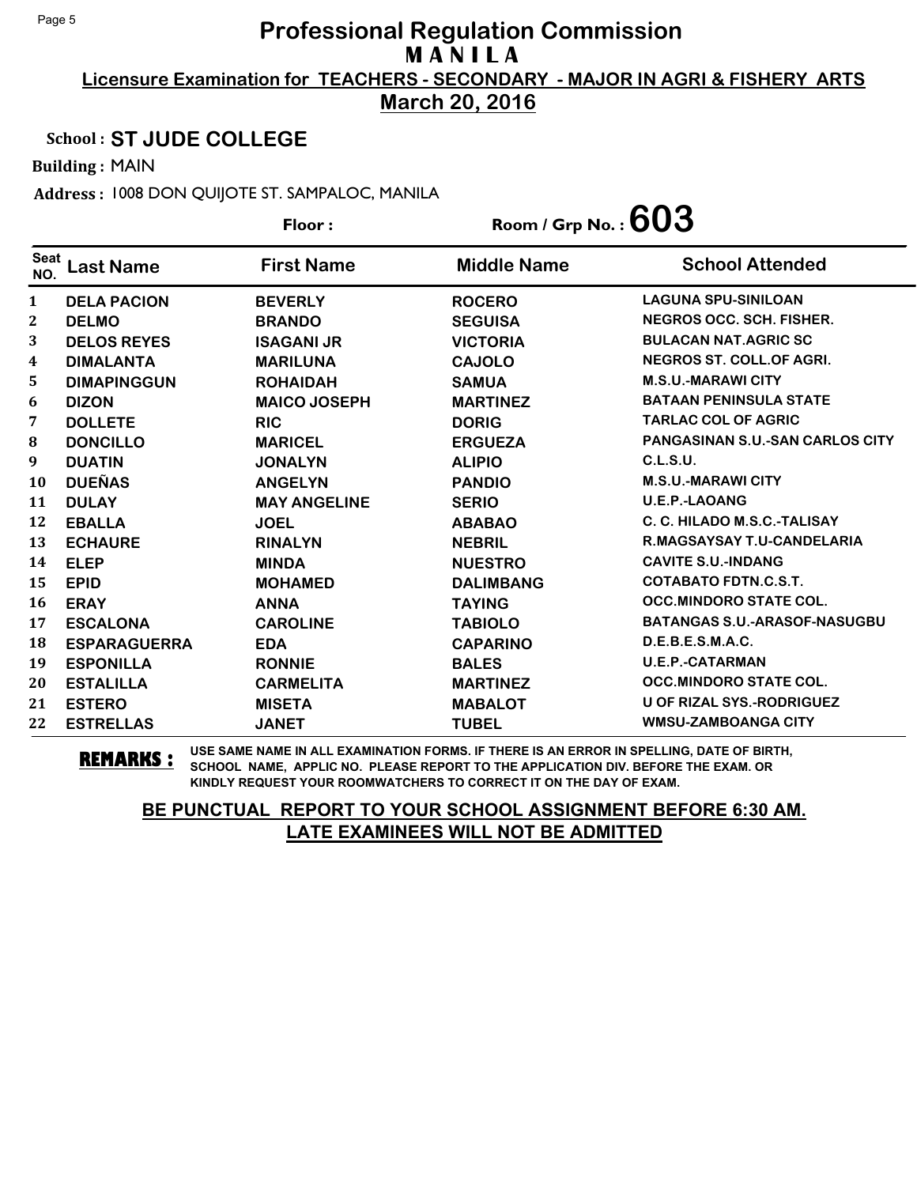# Professional Regulation Commission
## M A N I L A

**Licensure Examination for TEACHERS - SECONDARY - MAJOR IN AGRI & FISHERY ARTS**

**March 20, 2016**

**School : ST JUDE COLLEGE**

**Building :** MAIN

**Address :** 1008 DON QUIJOTE ST. SAMPALOC, MANILA

**Floor :** 

**Room / Grp No. : 603**

| Seat NO. | Last Name | First Name | Middle Name | School Attended |
|---|---|---|---|---|
| 1 | DELA PACION | BEVERLY | ROCERO | LAGUNA SPU-SINILOAN |
| 2 | DELMO | BRANDO | SEGUISA | NEGROS OCC. SCH. FISHER. |
| 3 | DELOS REYES | ISAGANI JR | VICTORIA | BULACAN NAT.AGRIC SC |
| 4 | DIMALANTA | MARILUNA | CAJOLO | NEGROS ST. COLL.OF AGRI. |
| 5 | DIMAPINGGUN | ROHAIDAH | SAMUA | M.S.U.-MARAWI CITY |
| 6 | DIZON | MAICO JOSEPH | MARTINEZ | BATAAN PENINSULA STATE |
| 7 | DOLLETE | RIC | DORIG | TARLAC COL OF AGRIC |
| 8 | DONCILLO | MARICEL | ERGUEZA | PANGASINAN S.U.-SAN CARLOS CITY |
| 9 | DUATIN | JONALYN | ALIPIO | C.L.S.U. |
| 10 | DUEÑAS | ANGELYN | PANDIO | M.S.U.-MARAWI CITY |
| 11 | DULAY | MAY ANGELINE | SERIO | U.E.P.-LAOANG |
| 12 | EBALLA | JOEL | ABABAO | C. C. HILADO M.S.C.-TALISAY |
| 13 | ECHAURE | RINALYN | NEBRIL | R.MAGSAYSAY T.U-CANDELARIA |
| 14 | ELEP | MINDA | NUESTRO | CAVITE S.U.-INDANG |
| 15 | EPID | MOHAMED | DALIMBANG | COTABATO FDTN.C.S.T. |
| 16 | ERAY | ANNA | TAYING | OCC.MINDORO STATE COL. |
| 17 | ESCALONA | CAROLINE | TABIOLO | BATANGAS S.U.-ARASOF-NASUGBU |
| 18 | ESPARAGUERRA | EDA | CAPARINO | D.E.B.E.S.M.A.C. |
| 19 | ESPONILLA | RONNIE | BALES | U.E.P.-CATARMAN |
| 20 | ESTALILLA | CARMELITA | MARTINEZ | OCC.MINDORO STATE COL. |
| 21 | ESTERO | MISETA | MABALOT | U OF RIZAL SYS.-RODRIGUEZ |
| 22 | ESTRELLAS | JANET | TUBEL | WMSU-ZAMBOANGA CITY |

**REMARKS :** USE SAME NAME IN ALL EXAMINATION FORMS. IF THERE IS AN ERROR IN SPELLING, DATE OF BIRTH, SCHOOL NAME, APPLIC NO. PLEASE REPORT TO THE APPLICATION DIV. BEFORE THE EXAM. OR KINDLY REQUEST YOUR ROOMWATCHERS TO CORRECT IT ON THE DAY OF EXAM.

**BE PUNCTUAL REPORT TO YOUR SCHOOL ASSIGNMENT BEFORE 6:30 AM.**
**LATE EXAMINEES WILL NOT BE ADMITTED**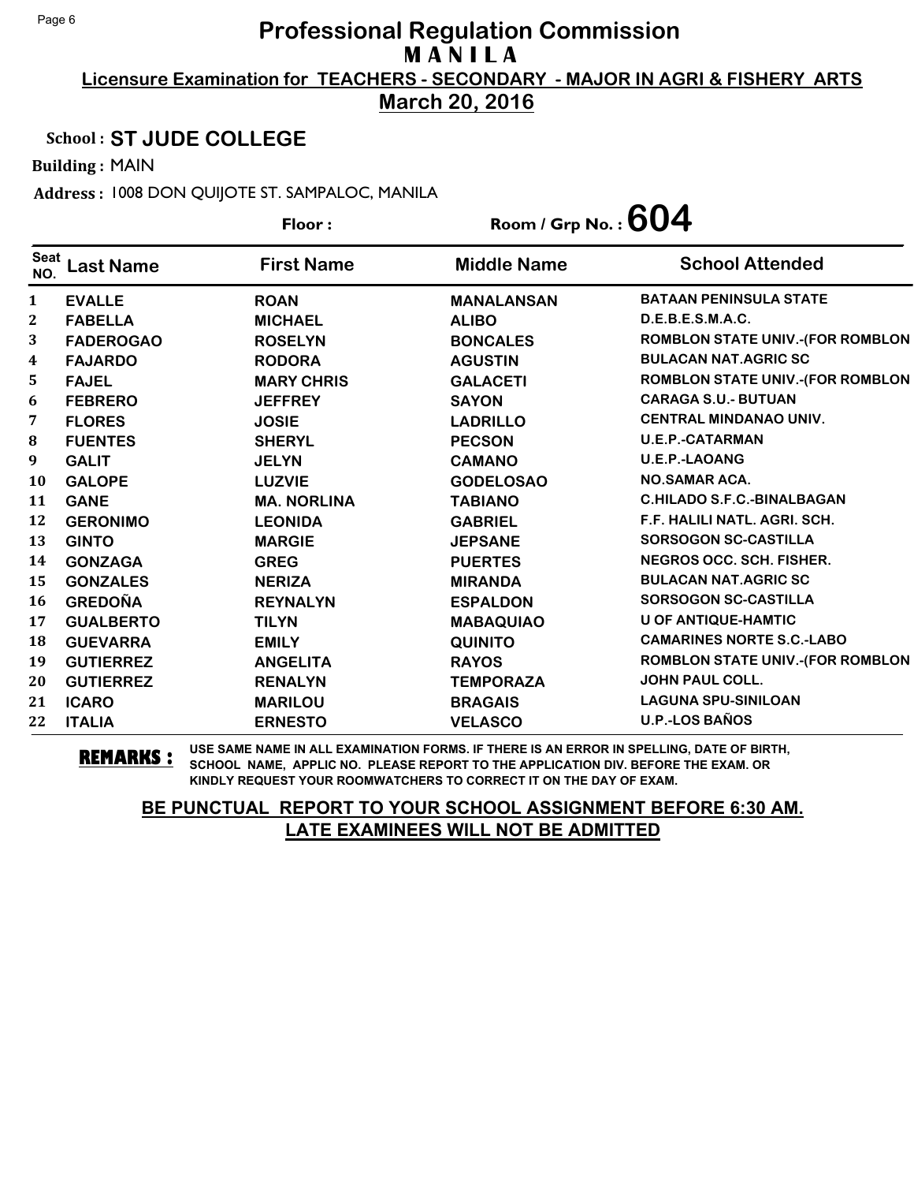# Professional Regulation Commission

## M A N I L A

**Licensure Examination for TEACHERS - SECONDARY - MAJOR IN AGRI & FISHERY ARTS**

**March 20, 2016**

**School : ST JUDE COLLEGE**

**Building :** MAIN

**Address :** 1008 DON QUIJOTE ST. SAMPALOC, MANILA

**Floor :** 

**Room / Grp No. : 604**

| Seat NO. | Last Name | First Name | Middle Name | School Attended |
|---|---|---|---|---|
| 1 | EVALLE | ROAN | MANALANSAN | BATAAN PENINSULA STATE |
| 2 | FABELLA | MICHAEL | ALIBO | D.E.B.E.S.M.A.C. |
| 3 | FADEROGAO | ROSELYN | BONCALES | ROMBLON STATE UNIV.-(FOR ROMBLON |
| 4 | FAJARDO | RODORA | AGUSTIN | BULACAN NAT.AGRIC SC |
| 5 | FAJEL | MARY CHRIS | GALACETI | ROMBLON STATE UNIV.-(FOR ROMBLON |
| 6 | FEBRERO | JEFFREY | SAYON | CARAGA S.U.- BUTUAN |
| 7 | FLORES | JOSIE | LADRILLO | CENTRAL MINDANAO UNIV. |
| 8 | FUENTES | SHERYL | PECSON | U.E.P.-CATARMAN |
| 9 | GALIT | JELYN | CAMANO | U.E.P.-LAOANG |
| 10 | GALOPE | LUZVIE | GODELOSAO | NO.SAMAR ACA. |
| 11 | GANE | MA. NORLINA | TABIANO | C.HILADO S.F.C.-BINALBAGAN |
| 12 | GERONIMO | LEONIDA | GABRIEL | F.F. HALILI NATL. AGRI. SCH. |
| 13 | GINTO | MARGIE | JEPSANE | SORSOGON SC-CASTILLA |
| 14 | GONZAGA | GREG | PUERTES | NEGROS OCC. SCH. FISHER. |
| 15 | GONZALES | NERIZA | MIRANDA | BULACAN NAT.AGRIC SC |
| 16 | GREDOÑA | REYNALYN | ESPALDON | SORSOGON SC-CASTILLA |
| 17 | GUALBERTO | TILYN | MABAQUIAO | U OF ANTIQUE-HAMTIC |
| 18 | GUEVARRA | EMILY | QUINITO | CAMARINES NORTE S.C.-LABO |
| 19 | GUTIERREZ | ANGELITA | RAYOS | ROMBLON STATE UNIV.-(FOR ROMBLON |
| 20 | GUTIERREZ | RENALYN | TEMPORAZA | JOHN PAUL COLL. |
| 21 | ICARO | MARILOU | BRAGAIS | LAGUNA SPU-SINILOAN |
| 22 | ITALIA | ERNESTO | VELASCO | U.P.-LOS BAÑOS |

**REMARKS :** USE SAME NAME IN ALL EXAMINATION FORMS. IF THERE IS AN ERROR IN SPELLING, DATE OF BIRTH, SCHOOL NAME, APPLIC NO. PLEASE REPORT TO THE APPLICATION DIV. BEFORE THE EXAM. OR KINDLY REQUEST YOUR ROOMWATCHERS TO CORRECT IT ON THE DAY OF EXAM.

**BE PUNCTUAL REPORT TO YOUR SCHOOL ASSIGNMENT BEFORE 6:30 AM. LATE EXAMINEES WILL NOT BE ADMITTED**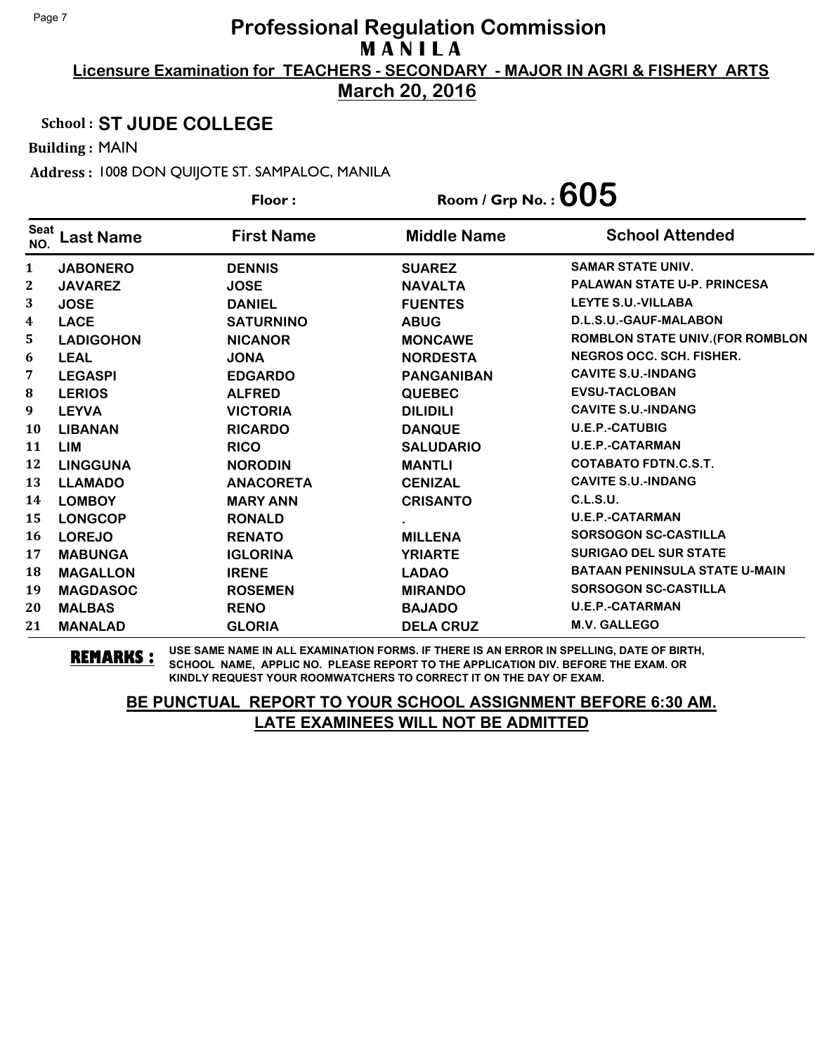# Professional Regulation Commission

## MANILA

**Licensure Examination for TEACHERS - SECONDARY - MAJOR IN AGRI & FISHERY ARTS**

**March 20, 2016**

**School : ST JUDE COLLEGE**

**Building :** MAIN

**Address :** 1008 DON QUIJOTE ST. SAMPALOC, MANILA

**Floor :** 

**Room / Grp No. : 605**

| Seat NO. | Last Name | First Name | Middle Name | School Attended |
|---|---|---|---|---|
| 1 | JABONERO | DENNIS | SUAREZ | SAMAR STATE UNIV. |
| 2 | JAVAREZ | JOSE | NAVALTA | PALAWAN STATE U-P. PRINCESA |
| 3 | JOSE | DANIEL | FUENTES | LEYTE S.U.-VILLABA |
| 4 | LACE | SATURNINO | ABUG | D.L.S.U.-GAUF-MALABON |
| 5 | LADIGOHON | NICANOR | MONCAWE | ROMBLON STATE UNIV.(FOR ROMBLON |
| 6 | LEAL | JONA | NORDESTA | NEGROS OCC. SCH. FISHER. |
| 7 | LEGASPI | EDGARDO | PANGANIBAN | CAVITE S.U.-INDANG |
| 8 | LERIOS | ALFRED | QUEBEC | EVSU-TACLOBAN |
| 9 | LEYVA | VICTORIA | DILIDILI | CAVITE S.U.-INDANG |
| 10 | LIBANAN | RICARDO | DANQUE | U.E.P.-CATUBIG |
| 11 | LIM | RICO | SALUDARIO | U.E.P.-CATARMAN |
| 12 | LINGGUNA | NORODIN | MANTLI | COTABATO FDTN.C.S.T. |
| 13 | LLAMADO | ANACORETA | CENIZAL | CAVITE S.U.-INDANG |
| 14 | LOMBOY | MARY ANN | CRISANTO | C.L.S.U. |
| 15 | LONGCOP | RONALD | . | U.E.P.-CATARMAN |
| 16 | LOREJO | RENATO | MILLENA | SORSOGON SC-CASTILLA |
| 17 | MABUNGA | IGLORINA | YRIARTE | SURIGAO DEL SUR STATE |
| 18 | MAGALLON | IRENE | LADAO | BATAAN PENINSULA STATE U-MAIN |
| 19 | MAGDASOC | ROSEMEN | MIRANDO | SORSOGON SC-CASTILLA |
| 20 | MALBAS | RENO | BAJADO | U.E.P.-CATARMAN |
| 21 | MANALAD | GLORIA | DELA CRUZ | M.V. GALLEGO |

**REMARKS :** USE SAME NAME IN ALL EXAMINATION FORMS. IF THERE IS AN ERROR IN SPELLING, DATE OF BIRTH, SCHOOL NAME, APPLIC NO. PLEASE REPORT TO THE APPLICATION DIV. BEFORE THE EXAM. OR KINDLY REQUEST YOUR ROOMWATCHERS TO CORRECT IT ON THE DAY OF EXAM.

**BE PUNCTUAL REPORT TO YOUR SCHOOL ASSIGNMENT BEFORE 6:30 AM.**

**LATE EXAMINEES WILL NOT BE ADMITTED**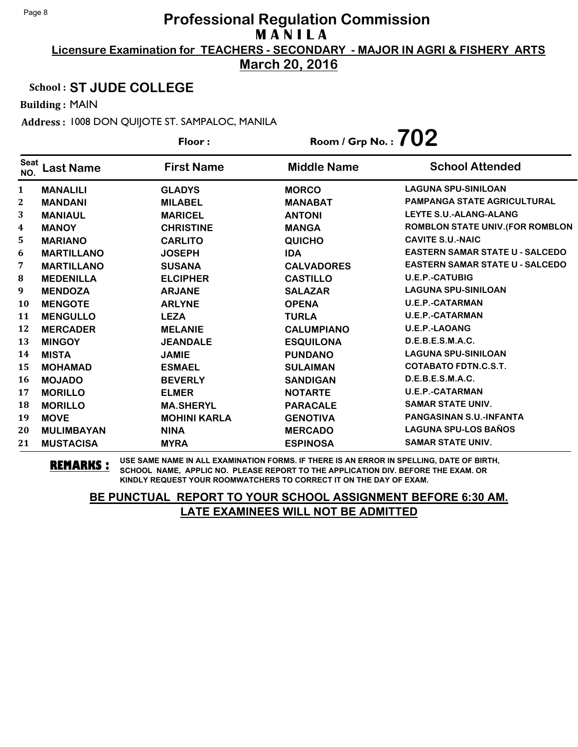# Professional Regulation Commission
## MANILA
**Licensure Examination for TEACHERS - SECONDARY - MAJOR IN AGRI & FISHERY ARTS**
**March 20, 2016**

**School : ST JUDE COLLEGE**

**Building :** MAIN

**Address :** 1008 DON QUIJOTE ST. SAMPALOC, MANILA

**Floor :** 

**Room / Grp No. : 702**

| Seat NO. | Last Name | First Name | Middle Name | School Attended |
|---|---|---|---|---|
| 1 | MANALILI | GLADYS | MORCO | LAGUNA SPU-SINILOAN |
| 2 | MANDANI | MILABEL | MANABAT | PAMPANGA STATE AGRICULTURAL |
| 3 | MANIAUL | MARICEL | ANTONI | LEYTE S.U.-ALANG-ALANG |
| 4 | MANOY | CHRISTINE | MANGA | ROMBLON STATE UNIV.(FOR ROMBLON |
| 5 | MARIANO | CARLITO | QUICHO | CAVITE S.U.-NAIC |
| 6 | MARTILLANO | JOSEPH | IDA | EASTERN SAMAR STATE U - SALCEDO |
| 7 | MARTILLANO | SUSANA | CALVADORES | EASTERN SAMAR STATE U - SALCEDO |
| 8 | MEDENILLA | ELCIPHER | CASTILLO | U.E.P.-CATUBIG |
| 9 | MENDOZA | ARJANE | SALAZAR | LAGUNA SPU-SINILOAN |
| 10 | MENGOTE | ARLYNE | OPENA | U.E.P.-CATARMAN |
| 11 | MENGULLO | LEZA | TURLA | U.E.P.-CATARMAN |
| 12 | MERCADER | MELANIE | CALUMPIANO | U.E.P.-LAOANG |
| 13 | MINGOY | JEANDALE | ESQUILONA | D.E.B.E.S.M.A.C. |
| 14 | MISTA | JAMIE | PUNDANO | LAGUNA SPU-SINILOAN |
| 15 | MOHAMAD | ESMAEL | SULAIMAN | COTABATO FDTN.C.S.T. |
| 16 | MOJADO | BEVERLY | SANDIGAN | D.E.B.E.S.M.A.C. |
| 17 | MORILLO | ELMER | NOTARTE | U.E.P.-CATARMAN |
| 18 | MORILLO | MA.SHERYL | PARACALE | SAMAR STATE UNIV. |
| 19 | MOVE | MOHINI KARLA | GENOTIVA | PANGASINAN S.U.-INFANTA |
| 20 | MULIMBAYAN | NINA | MERCADO | LAGUNA SPU-LOS BAÑOS |
| 21 | MUSTACISA | MYRA | ESPINOSA | SAMAR STATE UNIV. |

**REMARKS :** USE SAME NAME IN ALL EXAMINATION FORMS. IF THERE IS AN ERROR IN SPELLING, DATE OF BIRTH, SCHOOL NAME, APPLIC NO. PLEASE REPORT TO THE APPLICATION DIV. BEFORE THE EXAM. OR KINDLY REQUEST YOUR ROOMWATCHERS TO CORRECT IT ON THE DAY OF EXAM.

**BE PUNCTUAL REPORT TO YOUR SCHOOL ASSIGNMENT BEFORE 6:30 AM. LATE EXAMINEES WILL NOT BE ADMITTED**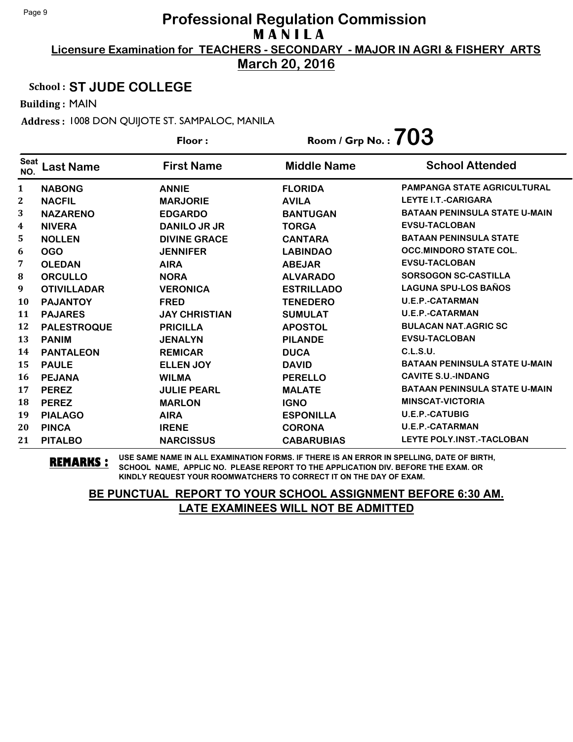# Professional Regulation Commission
## M A N I L A

**Licensure Examination for TEACHERS - SECONDARY - MAJOR IN AGRI & FISHERY ARTS**

**March 20, 2016**

**School :** ST JUDE COLLEGE

**Building :** MAIN

**Address :** 1008 DON QUIJOTE ST. SAMPALOC, MANILA

**Floor :**

**Room / Grp No. :** 703

| Seat NO. | Last Name | First Name | Middle Name | School Attended |
|---|---|---|---|---|
| 1 | NABONG | ANNIE | FLORIDA | PAMPANGA STATE AGRICULTURAL |
| 2 | NACFIL | MARJORIE | AVILA | LEYTE I.T.-CARIGARA |
| 3 | NAZARENO | EDGARDO | BANTUGAN | BATAAN PENINSULA STATE U-MAIN |
| 4 | NIVERA | DANILO JR JR | TORGA | EVSU-TACLOBAN |
| 5 | NOLLEN | DIVINE GRACE | CANTARA | BATAAN PENINSULA STATE |
| 6 | OGO | JENNIFER | LABINDAO | OCC.MINDORO STATE COL. |
| 7 | OLEDAN | AIRA | ABEJAR | EVSU-TACLOBAN |
| 8 | ORCULLO | NORA | ALVARADO | SORSOGON SC-CASTILLA |
| 9 | OTIVILLADAR | VERONICA | ESTRILLADO | LAGUNA SPU-LOS BAÑOS |
| 10 | PAJANTOY | FRED | TENEDERO | U.E.P.-CATARMAN |
| 11 | PAJARES | JAY CHRISTIAN | SUMULAT | U.E.P.-CATARMAN |
| 12 | PALESTROQUE | PRICILLA | APOSTOL | BULACAN NAT.AGRIC SC |
| 13 | PANIM | JENALYN | PILANDE | EVSU-TACLOBAN |
| 14 | PANTALEON | REMICAR | DUCA | C.L.S.U. |
| 15 | PAULE | ELLEN JOY | DAVID | BATAAN PENINSULA STATE U-MAIN |
| 16 | PEJANA | WILMA | PERELLO | CAVITE S.U.-INDANG |
| 17 | PEREZ | JULIE PEARL | MALATE | BATAAN PENINSULA STATE U-MAIN |
| 18 | PEREZ | MARLON | IGNO | MINSCAT-VICTORIA |
| 19 | PIALAGO | AIRA | ESPONILLA | U.E.P.-CATUBIG |
| 20 | PINCA | IRENE | CORONA | U.E.P.-CATARMAN |
| 21 | PITALBO | NARCISSUS | CABARUBIAS | LEYTE POLY.INST.-TACLOBAN |

**REMARKS :** USE SAME NAME IN ALL EXAMINATION FORMS. IF THERE IS AN ERROR IN SPELLING, DATE OF BIRTH, SCHOOL NAME, APPLIC NO. PLEASE REPORT TO THE APPLICATION DIV. BEFORE THE EXAM. OR KINDLY REQUEST YOUR ROOMWATCHERS TO CORRECT IT ON THE DAY OF EXAM.

**BE PUNCTUAL REPORT TO YOUR SCHOOL ASSIGNMENT BEFORE 6:30 AM.**
**LATE EXAMINEES WILL NOT BE ADMITTED**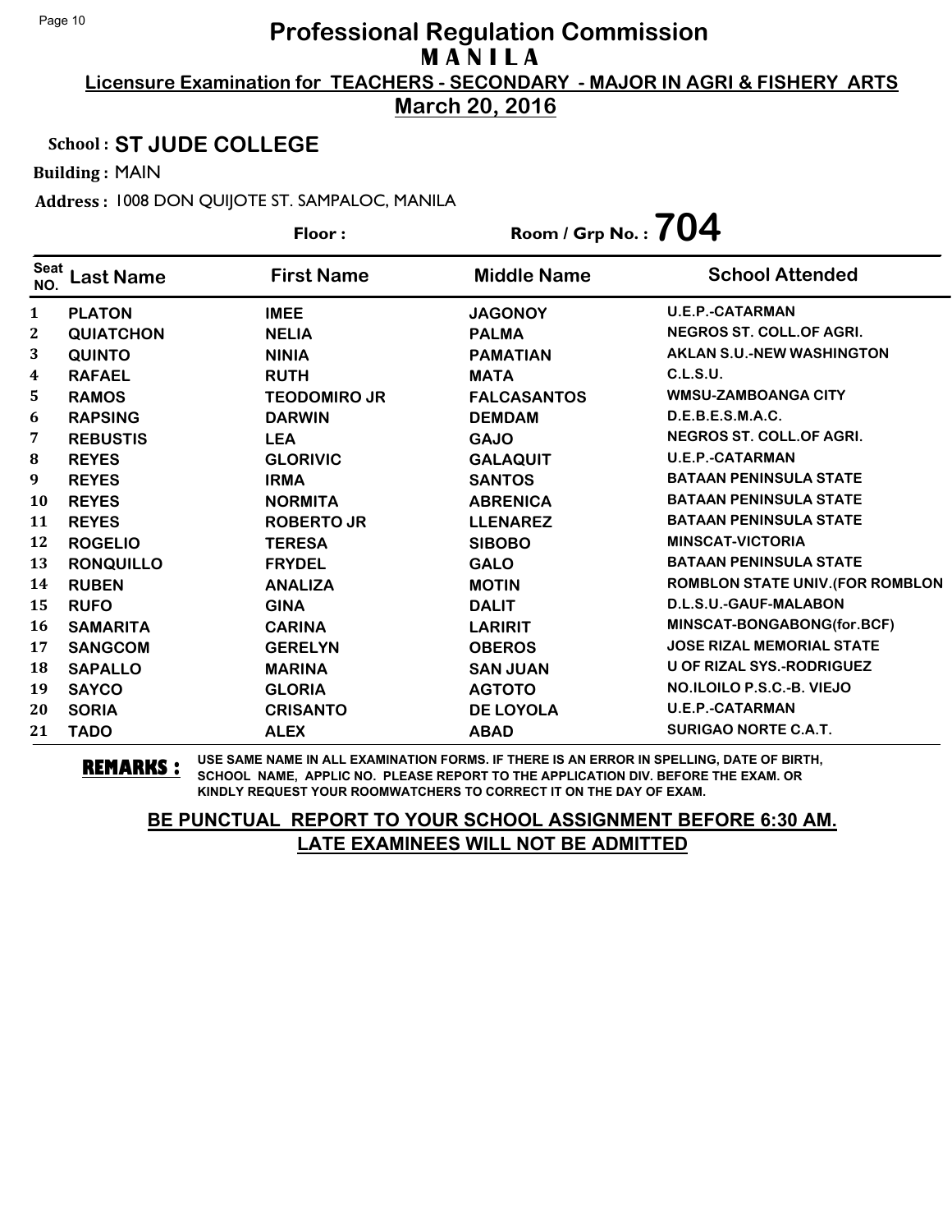# Professional Regulation Commission
## M A N I L A

**Licensure Examination for TEACHERS - SECONDARY - MAJOR IN AGRI & FISHERY ARTS**

**March 20, 2016**

**School : ST JUDE COLLEGE**

**Building :** MAIN

**Address :** 1008 DON QUIJOTE ST. SAMPALOC, MANILA

**Floor :**

**Room / Grp No. : 704**

| Seat NO. | Last Name | First Name | Middle Name | School Attended |
|---|---|---|---|---|
| 1 | PLATON | IMEE | JAGONOY | U.E.P.-CATARMAN |
| 2 | QUIATCHON | NELIA | PALMA | NEGROS ST. COLL.OF AGRI. |
| 3 | QUINTO | NINIA | PAMATIAN | AKLAN S.U.-NEW WASHINGTON |
| 4 | RAFAEL | RUTH | MATA | C.L.S.U. |
| 5 | RAMOS | TEODOMIRO JR | FALCASANTOS | WMSU-ZAMBOANGA CITY |
| 6 | RAPSING | DARWIN | DEMDAM | D.E.B.E.S.M.A.C. |
| 7 | REBUSTIS | LEA | GAJO | NEGROS ST. COLL.OF AGRI. |
| 8 | REYES | GLORIVIC | GALAQUIT | U.E.P.-CATARMAN |
| 9 | REYES | IRMA | SANTOS | BATAAN PENINSULA STATE |
| 10 | REYES | NORMITA | ABRENICA | BATAAN PENINSULA STATE |
| 11 | REYES | ROBERTO JR | LLENAREZ | BATAAN PENINSULA STATE |
| 12 | ROGELIO | TERESA | SIBOBO | MINSCAT-VICTORIA |
| 13 | RONQUILLO | FRYDEL | GALO | BATAAN PENINSULA STATE |
| 14 | RUBEN | ANALIZA | MOTIN | ROMBLON STATE UNIV.(FOR ROMBLON |
| 15 | RUFO | GINA | DALIT | D.L.S.U.-GAUF-MALABON |
| 16 | SAMARITA | CARINA | LARIRIT | MINSCAT-BONGABONG(for.BCF) |
| 17 | SANGCOM | GERELYN | OBEROS | JOSE RIZAL MEMORIAL STATE |
| 18 | SAPALLO | MARINA | SAN JUAN | U OF RIZAL SYS.-RODRIGUEZ |
| 19 | SAYCO | GLORIA | AGTOTO | NO.ILOILO P.S.C.-B. VIEJO |
| 20 | SORIA | CRISANTO | DE LOYOLA | U.E.P.-CATARMAN |
| 21 | TADO | ALEX | ABAD | SURIGAO NORTE C.A.T. |

**REMARKS :** USE SAME NAME IN ALL EXAMINATION FORMS. IF THERE IS AN ERROR IN SPELLING, DATE OF BIRTH, SCHOOL NAME, APPLIC NO. PLEASE REPORT TO THE APPLICATION DIV. BEFORE THE EXAM. OR KINDLY REQUEST YOUR ROOMWATCHERS TO CORRECT IT ON THE DAY OF EXAM.

**BE PUNCTUAL REPORT TO YOUR SCHOOL ASSIGNMENT BEFORE 6:30 AM. LATE EXAMINEES WILL NOT BE ADMITTED**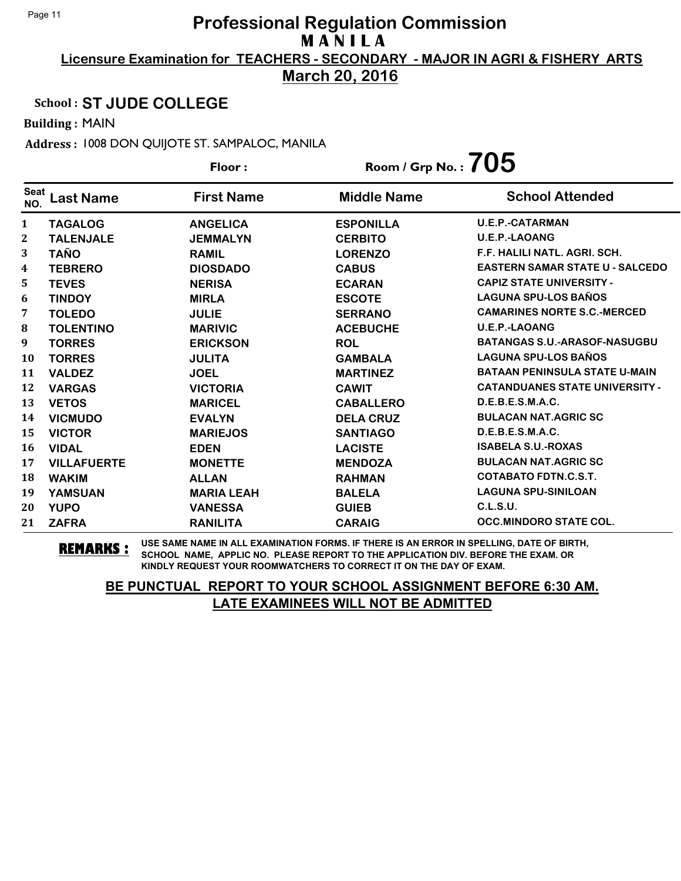# Professional Regulation Commission
## MANILA
**Licensure Examination for TEACHERS - SECONDARY - MAJOR IN AGRI & FISHERY ARTS**
**March 20, 2016**

School : **ST JUDE COLLEGE**

Building : MAIN

Address : 1008 DON QUIJOTE ST. SAMPALOC, MANILA

Floor :

Room / Grp No. : **705**

| Seat NO. | Last Name | First Name | Middle Name | School Attended |
|---|---|---|---|---|
| 1 | TAGALOG | ANGELICA | ESPONILLA | U.E.P.-CATARMAN |
| 2 | TALENJALE | JEMMALYN | CERBITO | U.E.P.-LAOANG |
| 3 | TAÑO | RAMIL | LORENZO | F.F. HALILI NATL. AGRI. SCH. |
| 4 | TEBRERO | DIOSDADO | CABUS | EASTERN SAMAR STATE U - SALCEDO |
| 5 | TEVES | NERISA | ECARAN | CAPIZ STATE UNIVERSITY - |
| 6 | TINDOY | MIRLA | ESCOTE | LAGUNA SPU-LOS BAÑOS |
| 7 | TOLEDO | JULIE | SERRANO | CAMARINES NORTE S.C.-MERCED |
| 8 | TOLENTINO | MARIVIC | ACEBUCHE | U.E.P.-LAOANG |
| 9 | TORRES | ERICKSON | ROL | BATANGAS S.U.-ARASOF-NASUGBU |
| 10 | TORRES | JULITA | GAMBALA | LAGUNA SPU-LOS BAÑOS |
| 11 | VALDEZ | JOEL | MARTINEZ | BATAAN PENINSULA STATE U-MAIN |
| 12 | VARGAS | VICTORIA | CAWIT | CATANDUANES STATE UNIVERSITY - |
| 13 | VETOS | MARICEL | CABALLERO | D.E.B.E.S.M.A.C. |
| 14 | VICMUDO | EVALYN | DELA CRUZ | BULACAN NAT.AGRIC SC |
| 15 | VICTOR | MARIEJOS | SANTIAGO | D.E.B.E.S.M.A.C. |
| 16 | VIDAL | EDEN | LACISTE | ISABELA S.U.-ROXAS |
| 17 | VILLAFUERTE | MONETTE | MENDOZA | BULACAN NAT.AGRIC SC |
| 18 | WAKIM | ALLAN | RAHMAN | COTABATO FDTN.C.S.T. |
| 19 | YAMSUAN | MARIA LEAH | BALELA | LAGUNA SPU-SINILOAN |
| 20 | YUPO | VANESSA | GUIEB | C.L.S.U. |
| 21 | ZAFRA | RANILITA | CARAIG | OCC.MINDORO STATE COL. |

**REMARKS :** USE SAME NAME IN ALL EXAMINATION FORMS. IF THERE IS AN ERROR IN SPELLING, DATE OF BIRTH, SCHOOL NAME, APPLIC NO. PLEASE REPORT TO THE APPLICATION DIV. BEFORE THE EXAM. OR KINDLY REQUEST YOUR ROOMWATCHERS TO CORRECT IT ON THE DAY OF EXAM.

**BE PUNCTUAL REPORT TO YOUR SCHOOL ASSIGNMENT BEFORE 6:30 AM.**
**LATE EXAMINEES WILL NOT BE ADMITTED**